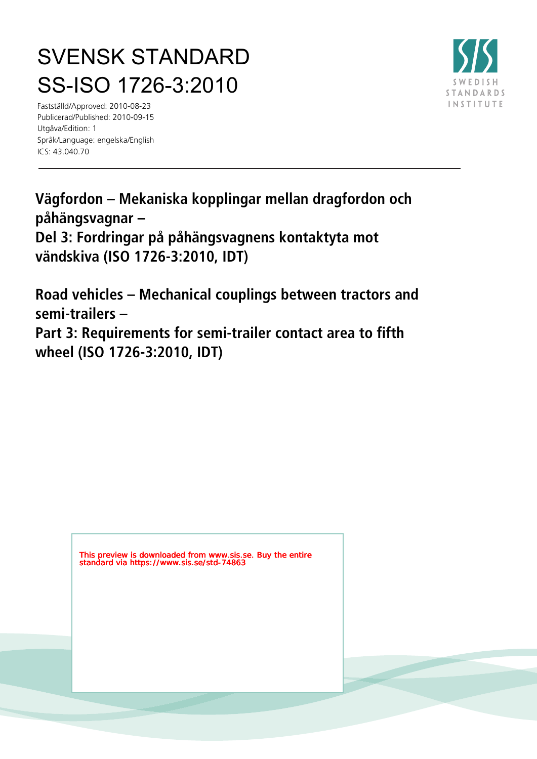# SVENSK STANDARD
# SS-ISO 1726-3:2010

Fastställd/Approved: 2010-08-23
Publicerad/Published: 2010-09-15
Utgåva/Edition: 1
Språk/Language: engelska/English
ICS: 43.040.70

SWEDISH STANDARDS INSTITUTE

---

## Vägfordon – Mekaniska kopplingar mellan dragfordon och påhängsvagnar – Del 3: Fordringar på påhängsvagnens kontaktyta mot vändskiva (ISO 1726-3:2010, IDT)

## Road vehicles – Mechanical couplings between tractors and semi-trailers – Part 3: Requirements for semi-trailer contact area to fifth wheel (ISO 1726-3:2010, IDT)

This preview is downloaded from www.sis.se. Buy the entire standard via https://www.sis.se/std-74863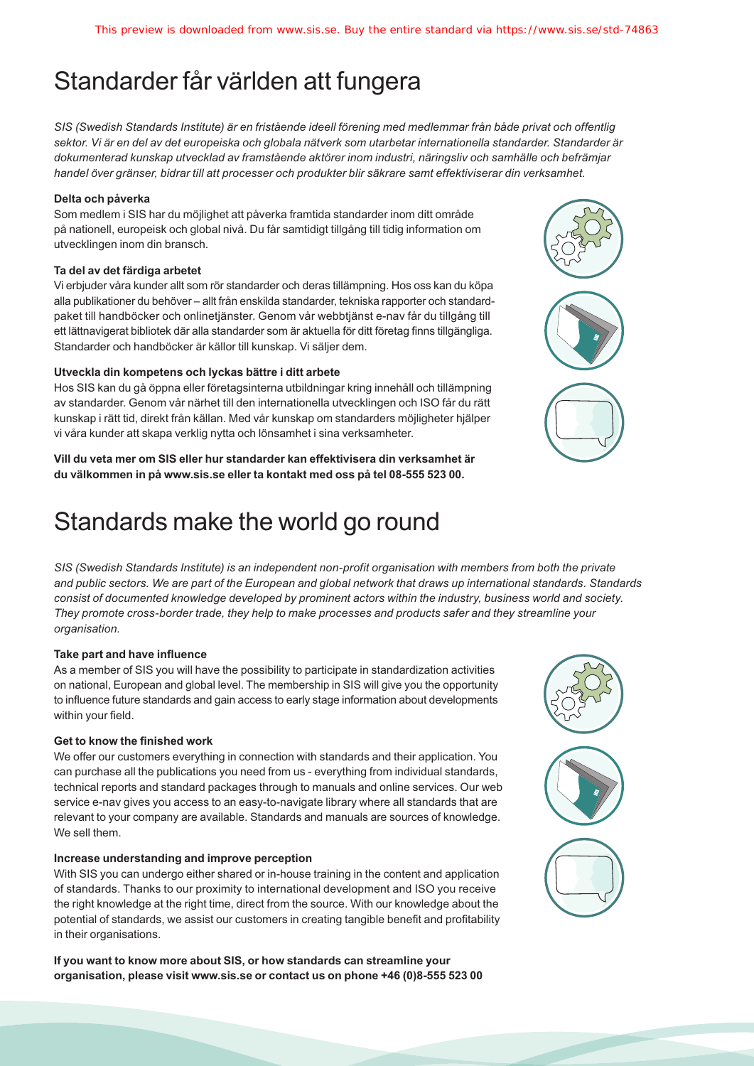# Standarder får världen att fungera

*SIS (Swedish Standards Institute) är en fristående ideell förening med medlemmar från både privat och offentlig sektor. Vi är en del av det europeiska och globala nätverk som utarbetar internationella standarder. Standarder är dokumenterad kunskap utvecklad av framstående aktörer inom industri, näringsliv och samhälle och befrämjar handel över gränser, bidrar till att processer och produkter blir säkrare samt effektiviserar din verksamhet.*

### Delta och påverka

Som medlem i SIS har du möjlighet att påverka framtida standarder inom ditt område på nationell, europeisk och global nivå. Du får samtidigt tillgång till tidig information om utvecklingen inom din bransch.

### Ta del av det färdiga arbetet

Vi erbjuder våra kunder allt som rör standarder och deras tillämpning. Hos oss kan du köpa alla publikationer du behöver – allt från enskilda standarder, tekniska rapporter och standardpaket till handböcker och onlinetjänster. Genom vår webbtjänst e-nav får du tillgång till ett lättnavigerat bibliotek där alla standarder som är aktuella för ditt företag finns tillgängliga. Standarder och handböcker är källor till kunskap. Vi säljer dem.

### Utveckla din kompetens och lyckas bättre i ditt arbete

Hos SIS kan du gå öppna eller företagsinterna utbildningar kring innehåll och tillämpning av standarder. Genom vår närhet till den internationella utvecklingen och ISO får du rätt kunskap i rätt tid, direkt från källan. Med vår kunskap om standarders möjligheter hjälper vi våra kunder att skapa verklig nytta och lönsamhet i sina verksamheter.

**Vill du veta mer om SIS eller hur standarder kan effektivisera din verksamhet är du välkommen in på www.sis.se eller ta kontakt med oss på tel 08-555 523 00.**

# Standards make the world go round

*SIS (Swedish Standards Institute) is an independent non-profit organisation with members from both the private and public sectors. We are part of the European and global network that draws up international standards. Standards consist of documented knowledge developed by prominent actors within the industry, business world and society. They promote cross-border trade, they help to make processes and products safer and they streamline your organisation.*

### Take part and have influence

As a member of SIS you will have the possibility to participate in standardization activities on national, European and global level. The membership in SIS will give you the opportunity to influence future standards and gain access to early stage information about developments within your field.

### Get to know the finished work

We offer our customers everything in connection with standards and their application. You can purchase all the publications you need from us - everything from individual standards, technical reports and standard packages through to manuals and online services. Our web service e-nav gives you access to an easy-to-navigate library where all standards that are relevant to your company are available. Standards and manuals are sources of knowledge. We sell them.

### Increase understanding and improve perception

With SIS you can undergo either shared or in-house training in the content and application of standards. Thanks to our proximity to international development and ISO you receive the right knowledge at the right time, direct from the source. With our knowledge about the potential of standards, we assist our customers in creating tangible benefit and profitability in their organisations.

**If you want to know more about SIS, or how standards can streamline your organisation, please visit www.sis.se or contact us on phone +46 (0)8-555 523 00**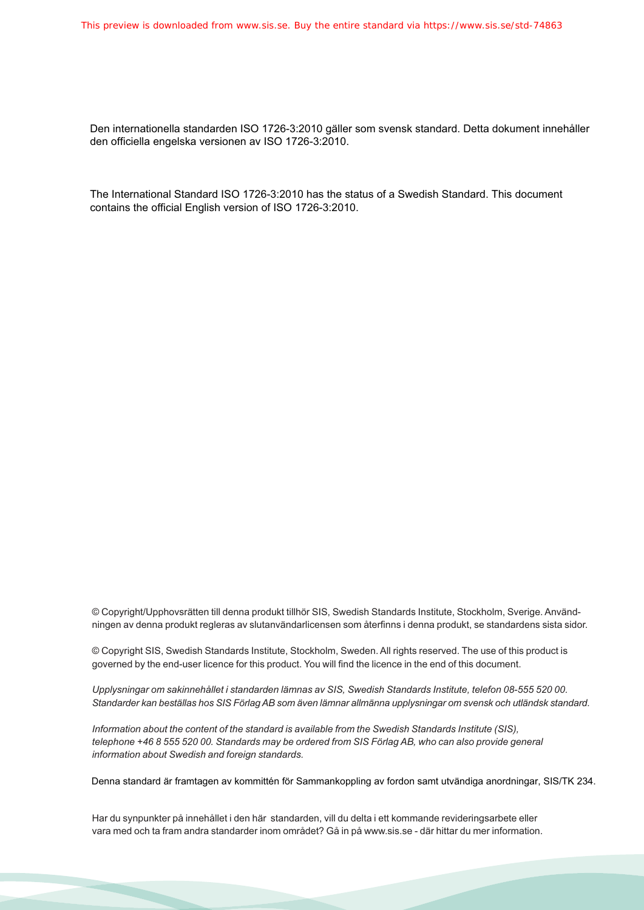Den internationella standarden ISO 1726-3:2010 gäller som svensk standard. Detta dokument innehåller den officiella engelska versionen av ISO 1726-3:2010.

The International Standard ISO 1726-3:2010 has the status of a Swedish Standard. This document contains the official English version of ISO 1726-3:2010.

© Copyright/Upphovsrätten till denna produkt tillhör SIS, Swedish Standards Institute, Stockholm, Sverige. Användningen av denna produkt regleras av slutanvändarlicensen som återfinns i denna produkt, se standardens sista sidor.

© Copyright SIS, Swedish Standards Institute, Stockholm, Sweden. All rights reserved. The use of this product is governed by the end-user licence for this product. You will find the licence in the end of this document.

*Upplysningar om sakinnehållet i standarden lämnas av SIS, Swedish Standards Institute, telefon 08-555 520 00. Standarder kan beställas hos SIS Förlag AB som även lämnar allmänna upplysningar om svensk och utländsk standard.*

*Information about the content of the standard is available from the Swedish Standards Institute (SIS), telephone +46 8 555 520 00. Standards may be ordered from SIS Förlag AB, who can also provide general information about Swedish and foreign standards.*

Denna standard är framtagen av kommittén för Sammankoppling av fordon samt utvändiga anordningar, SIS/TK 234.

Har du synpunkter på innehållet i den här standarden, vill du delta i ett kommande revideringsarbete eller vara med och ta fram andra standarder inom området? Gå in på www.sis.se - där hittar du mer information.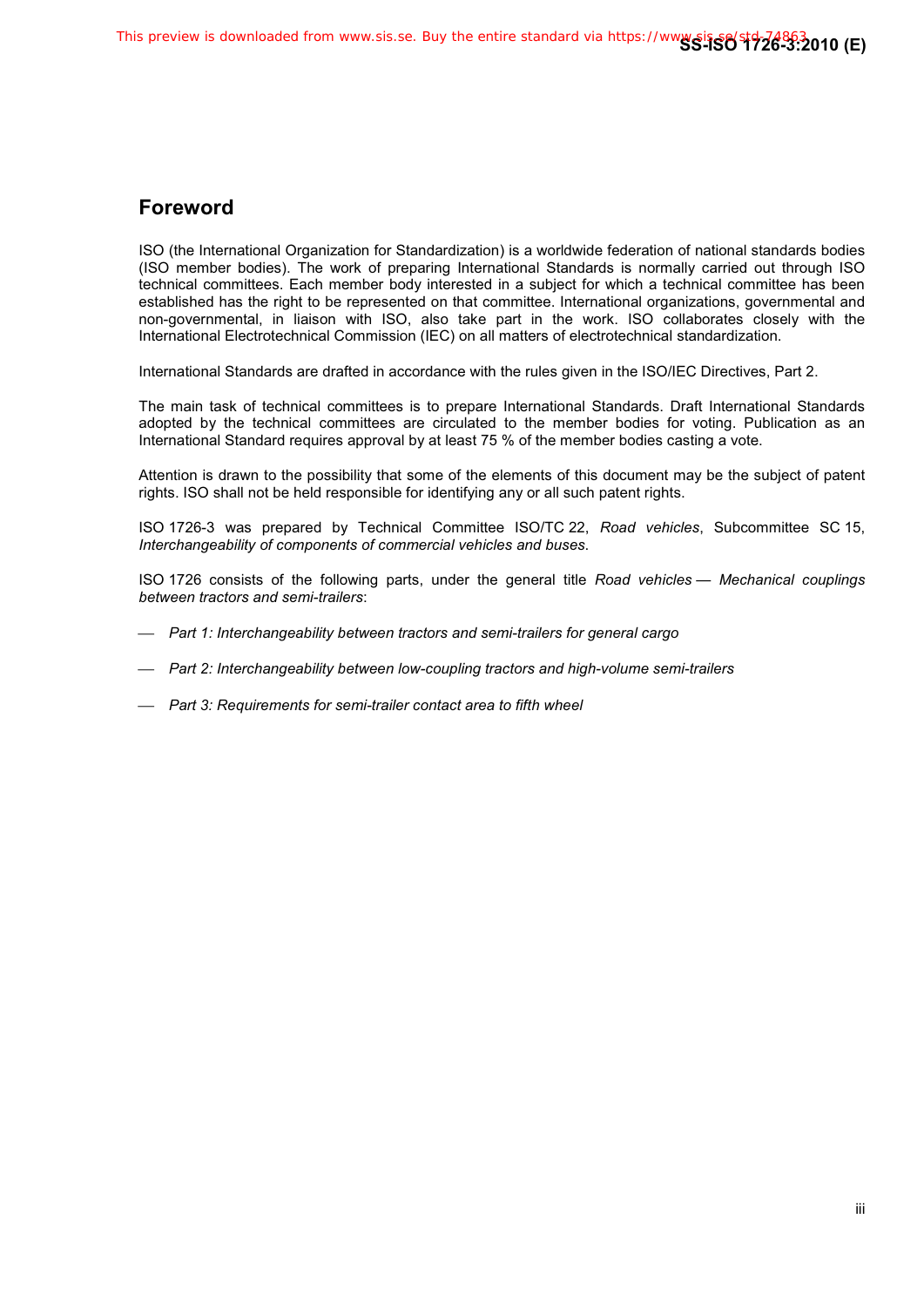## Foreword

ISO (the International Organization for Standardization) is a worldwide federation of national standards bodies (ISO member bodies). The work of preparing International Standards is normally carried out through ISO technical committees. Each member body interested in a subject for which a technical committee has been established has the right to be represented on that committee. International organizations, governmental and non-governmental, in liaison with ISO, also take part in the work. ISO collaborates closely with the International Electrotechnical Commission (IEC) on all matters of electrotechnical standardization.

International Standards are drafted in accordance with the rules given in the ISO/IEC Directives, Part 2.

The main task of technical committees is to prepare International Standards. Draft International Standards adopted by the technical committees are circulated to the member bodies for voting. Publication as an International Standard requires approval by at least 75 % of the member bodies casting a vote.

Attention is drawn to the possibility that some of the elements of this document may be the subject of patent rights. ISO shall not be held responsible for identifying any or all such patent rights.

ISO 1726-3 was prepared by Technical Committee ISO/TC 22, *Road vehicles*, Subcommittee SC 15, *Interchangeability of components of commercial vehicles and buses*.

ISO 1726 consists of the following parts, under the general title *Road vehicles — Mechanical couplings between tractors and semi-trailers*:

— *Part 1: Interchangeability between tractors and semi-trailers for general cargo*

— *Part 2: Interchangeability between low-coupling tractors and high-volume semi-trailers*

— *Part 3: Requirements for semi-trailer contact area to fifth wheel*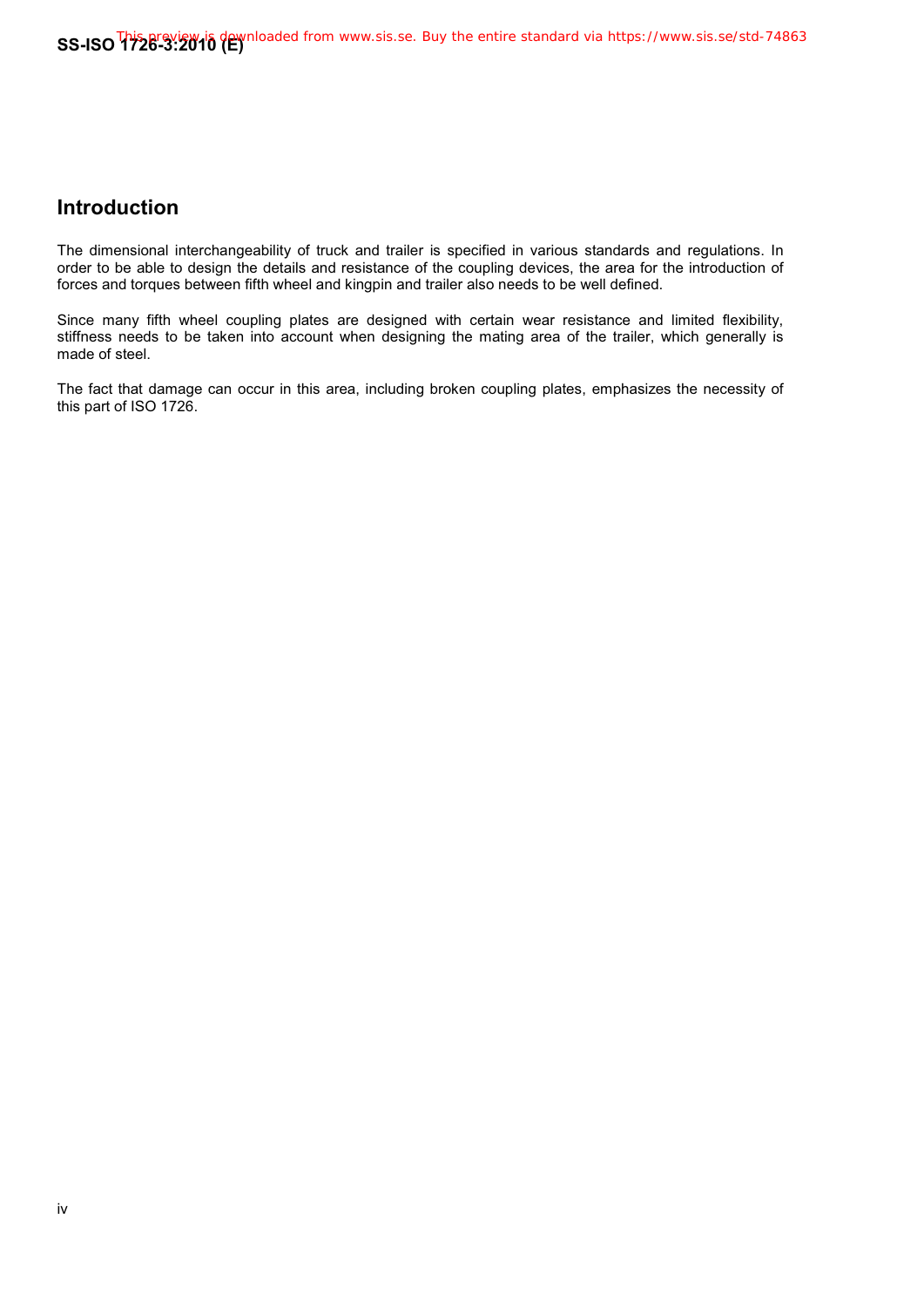## Introduction

The dimensional interchangeability of truck and trailer is specified in various standards and regulations. In order to be able to design the details and resistance of the coupling devices, the area for the introduction of forces and torques between fifth wheel and kingpin and trailer also needs to be well defined.

Since many fifth wheel coupling plates are designed with certain wear resistance and limited flexibility, stiffness needs to be taken into account when designing the mating area of the trailer, which generally is made of steel.

The fact that damage can occur in this area, including broken coupling plates, emphasizes the necessity of this part of ISO 1726.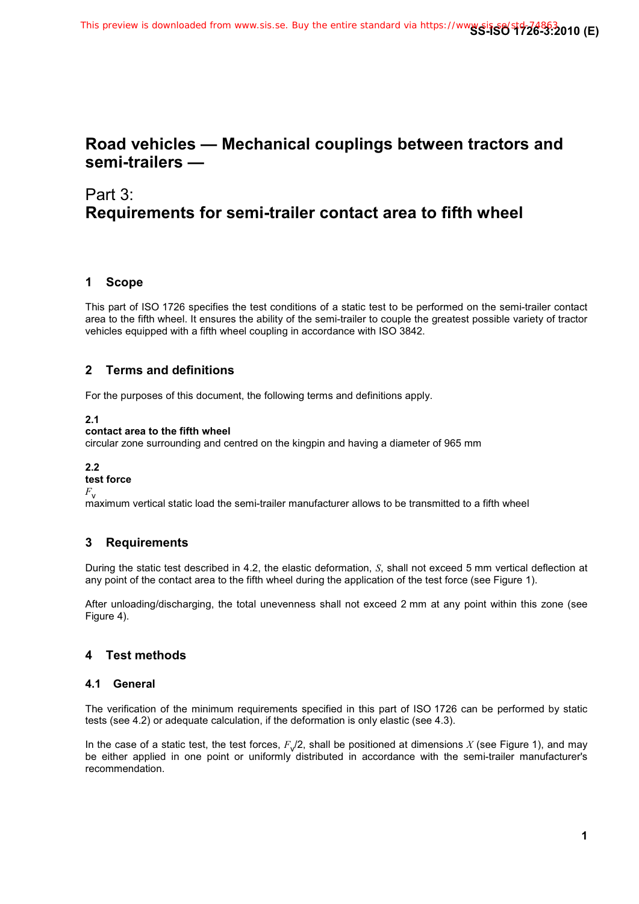# Road vehicles — Mechanical couplings between tractors and semi-trailers —

## Part 3: Requirements for semi-trailer contact area to fifth wheel

## 1 Scope

This part of ISO 1726 specifies the test conditions of a static test to be performed on the semi-trailer contact area to the fifth wheel. It ensures the ability of the semi-trailer to couple the greatest possible variety of tractor vehicles equipped with a fifth wheel coupling in accordance with ISO 3842.

## 2 Terms and definitions

For the purposes of this document, the following terms and definitions apply.

**2.1**
**contact area to the fifth wheel**
circular zone surrounding and centred on the kingpin and having a diameter of 965 mm

**2.2**
**test force**
$F_v$
maximum vertical static load the semi-trailer manufacturer allows to be transmitted to a fifth wheel

## 3 Requirements

During the static test described in 4.2, the elastic deformation, $S$, shall not exceed 5 mm vertical deflection at any point of the contact area to the fifth wheel during the application of the test force (see Figure 1).

After unloading/discharging, the total unevenness shall not exceed 2 mm at any point within this zone (see Figure 4).

## 4 Test methods

### 4.1 General

The verification of the minimum requirements specified in this part of ISO 1726 can be performed by static tests (see 4.2) or adequate calculation, if the deformation is only elastic (see 4.3).

In the case of a static test, the test forces, $F_v/2$, shall be positioned at dimensions $X$ (see Figure 1), and may be either applied in one point or uniformly distributed in accordance with the semi-trailer manufacturer's recommendation.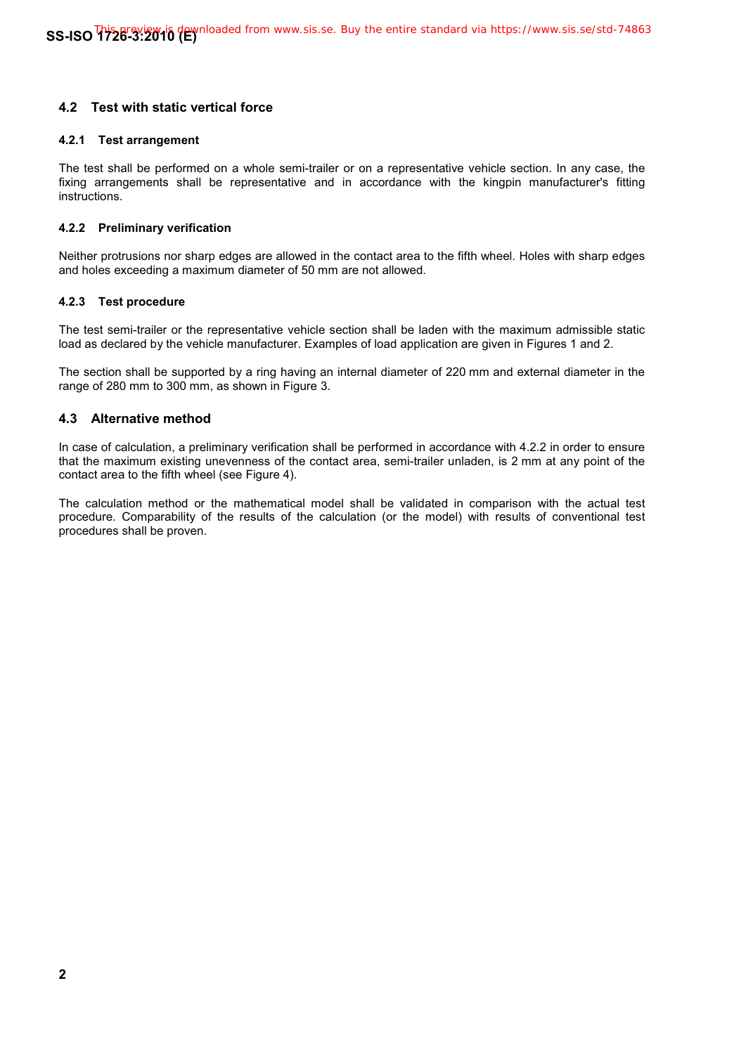## 4.2 Test with static vertical force

### 4.2.1 Test arrangement

The test shall be performed on a whole semi-trailer or on a representative vehicle section. In any case, the fixing arrangements shall be representative and in accordance with the kingpin manufacturer's fitting instructions.

### 4.2.2 Preliminary verification

Neither protrusions nor sharp edges are allowed in the contact area to the fifth wheel. Holes with sharp edges and holes exceeding a maximum diameter of 50 mm are not allowed.

### 4.2.3 Test procedure

The test semi-trailer or the representative vehicle section shall be laden with the maximum admissible static load as declared by the vehicle manufacturer. Examples of load application are given in Figures 1 and 2.

The section shall be supported by a ring having an internal diameter of 220 mm and external diameter in the range of 280 mm to 300 mm, as shown in Figure 3.

## 4.3 Alternative method

In case of calculation, a preliminary verification shall be performed in accordance with 4.2.2 in order to ensure that the maximum existing unevenness of the contact area, semi-trailer unladen, is 2 mm at any point of the contact area to the fifth wheel (see Figure 4).

The calculation method or the mathematical model shall be validated in comparison with the actual test procedure. Comparability of the results of the calculation (or the model) with results of conventional test procedures shall be proven.